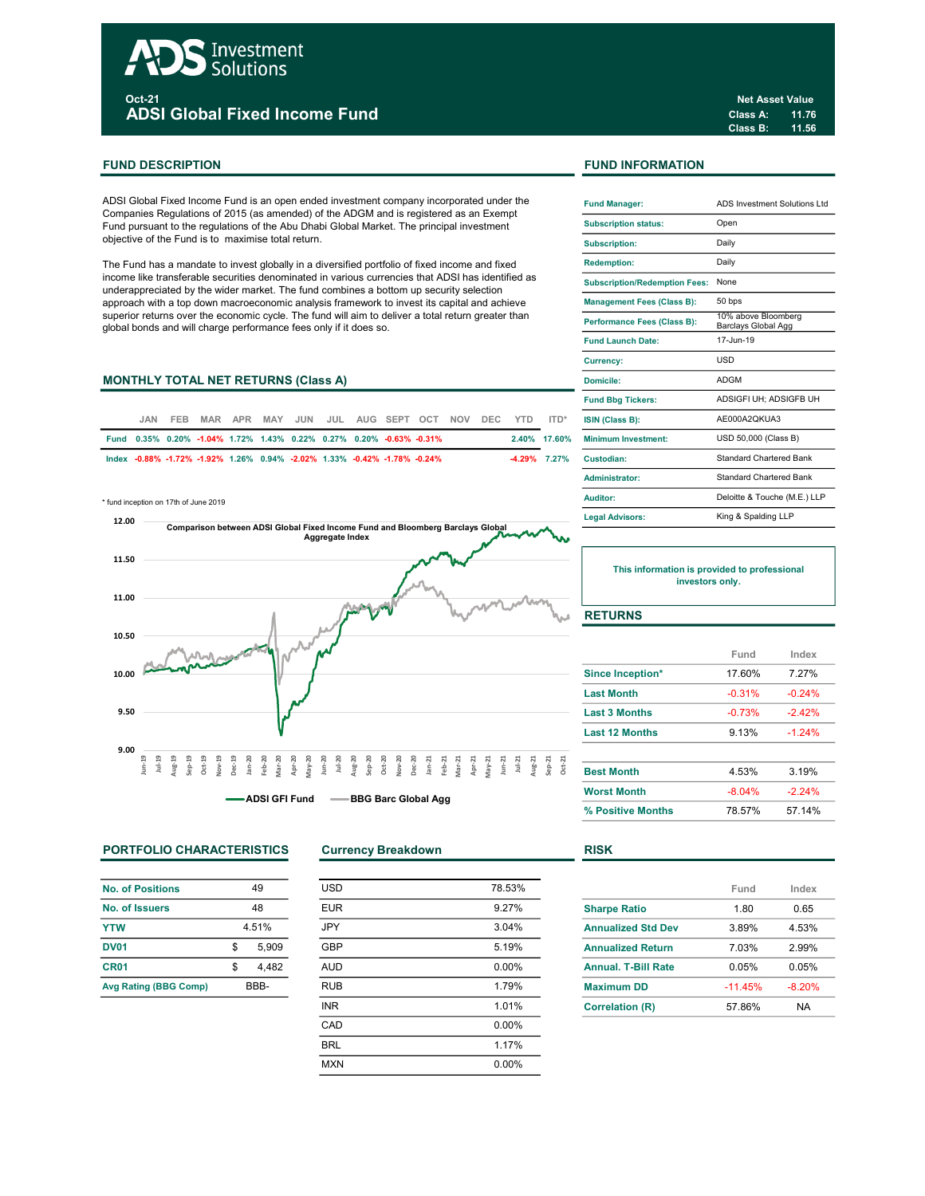# ADS Investment Solutions

Oct-21

## ADSI Global Fixed Income Fund

**Net Asset Value**
Class A: 11.76
Class B: 11.56

## FUND DESCRIPTION

ADSI Global Fixed Income Fund is an open ended investment company incorporated under the Companies Regulations of 2015 (as amended) of the ADGM and is registered as an Exempt Fund pursuant to the regulations of the Abu Dhabi Global Market. The principal investment objective of the Fund is to maximise total return.

The Fund has a mandate to invest globally in a diversified portfolio of fixed income and fixed income like transferable securities denominated in various currencies that ADSI has identified as underappreciated by the wider market. The fund combines a bottom up security selection approach with a top down macroeconomic analysis framework to invest its capital and achieve superior returns over the economic cycle. The fund will aim to deliver a total return greater than global bonds and will charge performance fees only if it does so.

## MONTHLY TOTAL NET RETURNS (Class A)

| | JAN | FEB | MAR | APR | MAY | JUN | JUL | AUG | SEPT | OCT | NOV | DEC | YTD | ITD* |
|---|---|---|---|---|---|---|---|---|---|---|---|---|---|---|
| Fund | 0.35% | 0.20% | -1.04% | 1.72% | 1.43% | 0.22% | 0.27% | 0.20% | -0.63% | -0.31% | | | 2.40% | 17.60% |
| Index | -0.88% | -1.72% | -1.92% | 1.26% | 0.94% | -2.02% | 1.33% | -0.42% | -1.78% | -0.24% | | | -4.29% | 7.27% |

\* fund inception on 17th of June 2019

Comparison between ADSI Global Fixed Income Fund and Bloomberg Barclays Global Aggregate Index

ADSI GFI Fund — BBG Barc Global Agg

## FUND INFORMATION

| | |
|---|---|
| Fund Manager: | ADS Investment Solutions Ltd |
| Subscription status: | Open |
| Subscription: | Daily |
| Redemption: | Daily |
| Subscription/Redemption Fees: | None |
| Management Fees (Class B): | 50 bps |
| Performance Fees (Class B): | 10% above Bloomberg Barclays Global Agg |
| Fund Launch Date: | 17-Jun-19 |
| Currency: | USD |
| Domicile: | ADGM |
| Fund Bbg Tickers: | ADSIGFI UH; ADSIGFB UH |
| ISIN (Class B): | AE000A2QKUA3 |
| Minimum Investment: | USD 50,000 (Class B) |
| Custodian: | Standard Chartered Bank |
| Administrator: | Standard Chartered Bank |
| Auditor: | Deloitte & Touche (M.E.) LLP |
| Legal Advisors: | King & Spalding LLP |

This information is provided to professional investors only.

## RETURNS

| | Fund | Index |
|---|---|---|
| Since Inception* | 17.60% | 7.27% |
| Last Month | -0.31% | -0.24% |
| Last 3 Months | -0.73% | -2.42% |
| Last 12 Months | 9.13% | -1.24% |
| Best Month | 4.53% | 3.19% |
| Worst Month | -8.04% | -2.24% |
| % Positive Months | 78.57% | 57.14% |

## PORTFOLIO CHARACTERISTICS

| | |
|---|---|
| No. of Positions | 49 |
| No. of Issuers | 48 |
| YTW | 4.51% |
| DV01 | $ 5,909 |
| CR01 | $ 4,482 |
| Avg Rating (BBG Comp) | BBB- |

## Currency Breakdown

| | |
|---|---|
| USD | 78.53% |
| EUR | 9.27% |
| JPY | 3.04% |
| GBP | 5.19% |
| AUD | 0.00% |
| RUB | 1.79% |
| INR | 1.01% |
| CAD | 0.00% |
| BRL | 1.17% |
| MXN | 0.00% |

## RISK

| | Fund | Index |
|---|---|---|
| Sharpe Ratio | 1.80 | 0.65 |
| Annualized Std Dev | 3.89% | 4.53% |
| Annualized Return | 7.03% | 2.99% |
| Annual. T-Bill Rate | 0.05% | 0.05% |
| Maximum DD | -11.45% | -8.20% |
| Correlation (R) | 57.86% | NA |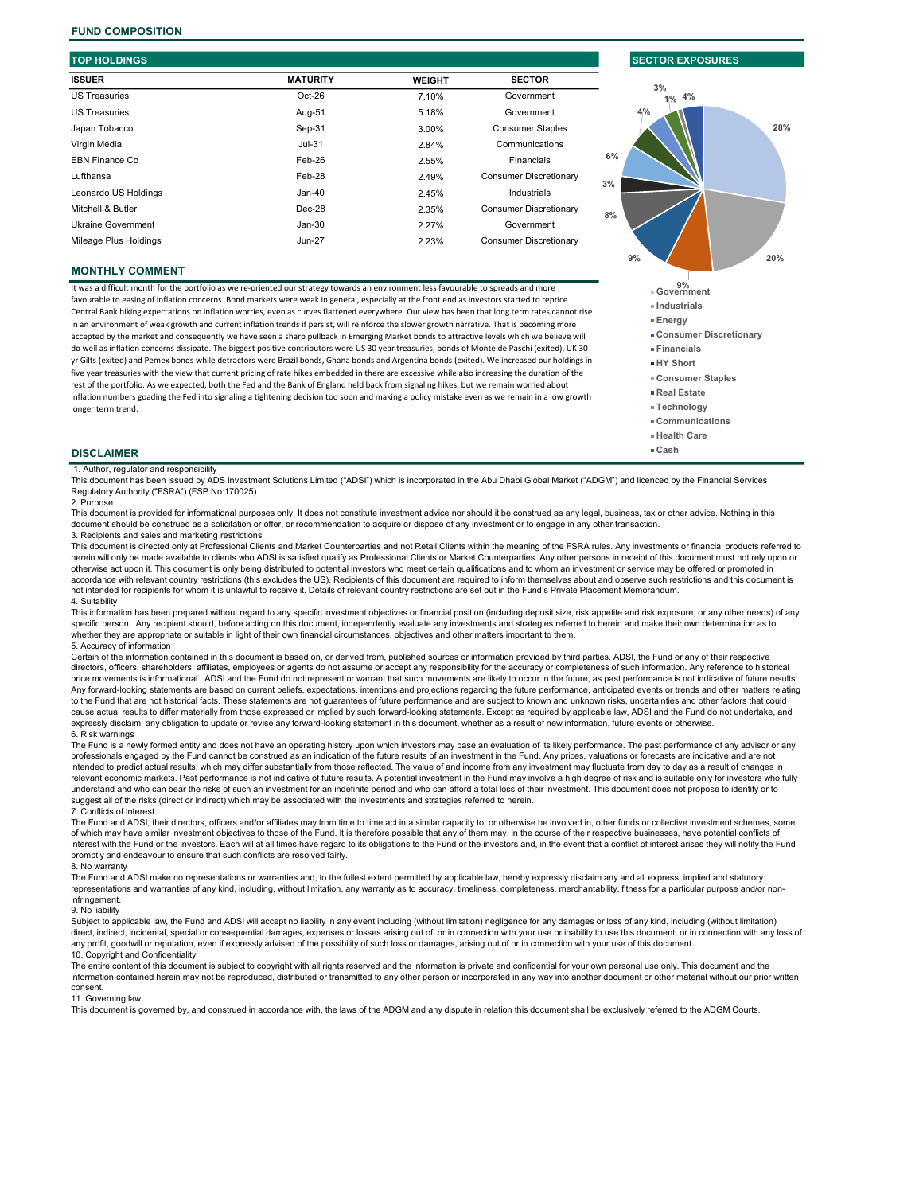## FUND COMPOSITION

### TOP HOLDINGS

| ISSUER | MATURITY | WEIGHT | SECTOR |
|---|---|---|---|
| US Treasuries | Oct-26 | 7.10% | Government |
| US Treasuries | Aug-51 | 5.18% | Government |
| Japan Tobacco | Sep-31 | 3.00% | Consumer Staples |
| Virgin Media | Jul-31 | 2.84% | Communications |
| EBN Finance Co | Feb-26 | 2.55% | Financials |
| Lufthansa | Feb-28 | 2.49% | Consumer Discretionary |
| Leonardo US Holdings | Jan-40 | 2.45% | Industrials |
| Mitchell & Butler | Dec-28 | 2.35% | Consumer Discretionary |
| Ukraine Government | Jan-30 | 2.27% | Government |
| Mileage Plus Holdings | Jun-27 | 2.23% | Consumer Discretionary |

### SECTOR EXPOSURES

28%
20%
9%
9%
8%
3%
6%
4%
3%
1%
4%

Government
Industrials
Energy
Consumer Discretionary
Financials
HY Short
Consumer Staples
Real Estate
Technology
Communications
Health Care
Cash

### MONTHLY COMMENT

It was a difficult month for the portfolio as we re-oriented our strategy towards an environment less favourable to spreads and more favourable to easing of inflation concerns. Bond markets were weak in general, especially at the front end as investors started to reprice Central Bank hiking expectations on inflation worries, even as curves flattened everywhere. Our view has been that long term rates cannot rise in an environment of weak growth and current inflation trends if persist, will reinforce the slower growth narrative. That is becoming more accepted by the market and consequently we have seen a sharp pullback in Emerging Market bonds to attractive levels which we believe will do well as inflation concerns dissipate. The biggest positive contributors were US 30 year treasuries, bonds of Monte de Paschi (exited), UK 30 yr Gilts (exited) and Pemex bonds while detractors were Brazil bonds, Ghana bonds and Argentina bonds (exited). We increased our holdings in five year treasuries with the view that current pricing of rate hikes embedded in there are excessive while also increasing the duration of the rest of the portfolio. As we expected, both the Fed and the Bank of England held back from signaling hikes, but we remain worried about inflation numbers goading the Fed into signaling a tightening decision too soon and making a policy mistake even as we remain in a low growth longer term trend.

### DISCLAIMER

1. Author, regulator and responsibility

This document has been issued by ADS Investment Solutions Limited ("ADSI") which is incorporated in the Abu Dhabi Global Market ("ADGM") and licenced by the Financial Services Regulatory Authority ("FSRA") (FSP No:170025).

2. Purpose

This document is provided for informational purposes only. It does not constitute investment advice nor should it be construed as any legal, business, tax or other advice. Nothing in this document should be construed as a solicitation or offer, or recommendation to acquire or dispose of any investment or to engage in any other transaction.

3. Recipients and sales and marketing restrictions

This document is directed only at Professional Clients and Market Counterparties and not Retail Clients within the meaning of the FSRA rules. Any investments or financial products referred to herein will only be made available to clients who ADSI is satisfied qualify as Professional Clients or Market Counterparties. Any other persons in receipt of this document must not rely upon or otherwise act upon it. This document is only being distributed to potential investors who meet certain qualifications and to whom an investment or service may be offered or promoted in accordance with relevant country restrictions (this excludes the US). Recipients of this document are required to inform themselves about and observe such restrictions and this document is not intended for recipients for whom it is unlawful to receive it. Details of relevant country restrictions are set out in the Fund's Private Placement Memorandum.

4. Suitability

This information has been prepared without regard to any specific investment objectives or financial position (including deposit size, risk appetite and risk exposure, or any other needs) of any specific person. Any recipient should, before acting on this document, independently evaluate any investments and strategies referred to herein and make their own determination as to whether they are appropriate or suitable in light of their own financial circumstances, objectives and other matters important to them.

5. Accuracy of information

Certain of the information contained in this document is based on, or derived from, published sources or information provided by third parties. ADSI, the Fund or any of their respective directors, officers, shareholders, affiliates, employees or agents do not assume or accept any responsibility for the accuracy or completeness of such information. Any reference to historical price movements is informational. ADSI and the Fund do not represent or warrant that such movements are likely to occur in the future, as past performance is not indicative of future results. Any forward-looking statements are based on current beliefs, expectations, intentions and projections regarding the future performance, anticipated events or trends and other matters relating to the Fund that are not historical facts. These statements are not guarantees of future performance and are subject to known and unknown risks, uncertainties and other factors that could cause actual results to differ materially from those expressed or implied by such forward-looking statements. Except as required by applicable law, ADSI and the Fund do not undertake, and expressly disclaim, any obligation to update or revise any forward-looking statement in this document, whether as a result of new information, future events or otherwise.

6. Risk warnings

The Fund is a newly formed entity and does not have an operating history upon which investors may base an evaluation of its likely performance. The past performance of any advisor or any professionals engaged by the Fund cannot be construed as an indication of the future results of an investment in the Fund. Any prices, valuations or forecasts are indicative and are not intended to predict actual results, which may differ substantially from those reflected. The value of and income from any investment may fluctuate from day to day as a result of changes in relevant economic markets. Past performance is not indicative of future results. A potential investment in the Fund may involve a high degree of risk and is suitable only for investors who fully understand and who can bear the risks of such an investment for an indefinite period and who can afford a total loss of their investment. This document does not propose to identify or to suggest all of the risks (direct or indirect) which may be associated with the investments and strategies referred to herein.

7. Conflicts of Interest

The Fund and ADSI, their directors, officers and/or affiliates may from time to time act in a similar capacity to, or otherwise be involved in, other funds or collective investment schemes, some of which may have similar investment objectives to those of the Fund. It is therefore possible that any of them may, in the course of their respective businesses, have potential conflicts of interest with the Fund or the investors. Each will at all times have regard to its obligations to the Fund or the investors and, in the event that a conflict of interest arises they will notify the Fund promptly and endeavour to ensure that such conflicts are resolved fairly.

8. No warranty

The Fund and ADSI make no representations or warranties and, to the fullest extent permitted by applicable law, hereby expressly disclaim any and all express, implied and statutory representations and warranties of any kind, including, without limitation, any warranty as to accuracy, timeliness, completeness, merchantability, fitness for a particular purpose and/or non-infringement.

9. No liability

Subject to applicable law, the Fund and ADSI will accept no liability in any event including (without limitation) negligence for any damages or loss of any kind, including (without limitation) direct, indirect, incidental, special or consequential damages, expenses or losses arising out of, or in connection with your use or inability to use this document, or in connection with any loss of any profit, goodwill or reputation, even if expressly advised of the possibility of such loss or damages, arising out of or in connection with your use of this document.

10. Copyright and Confidentiality

The entire content of this document is subject to copyright with all rights reserved and the information is private and confidential for your own personal use only. This document and the information contained herein may not be reproduced, distributed or transmitted to any other person or incorporated in any way into another document or other material without our prior written consent.

11. Governing law

This document is governed by, and construed in accordance with, the laws of the ADGM and any dispute in relation this document shall be exclusively referred to the ADGM Courts.